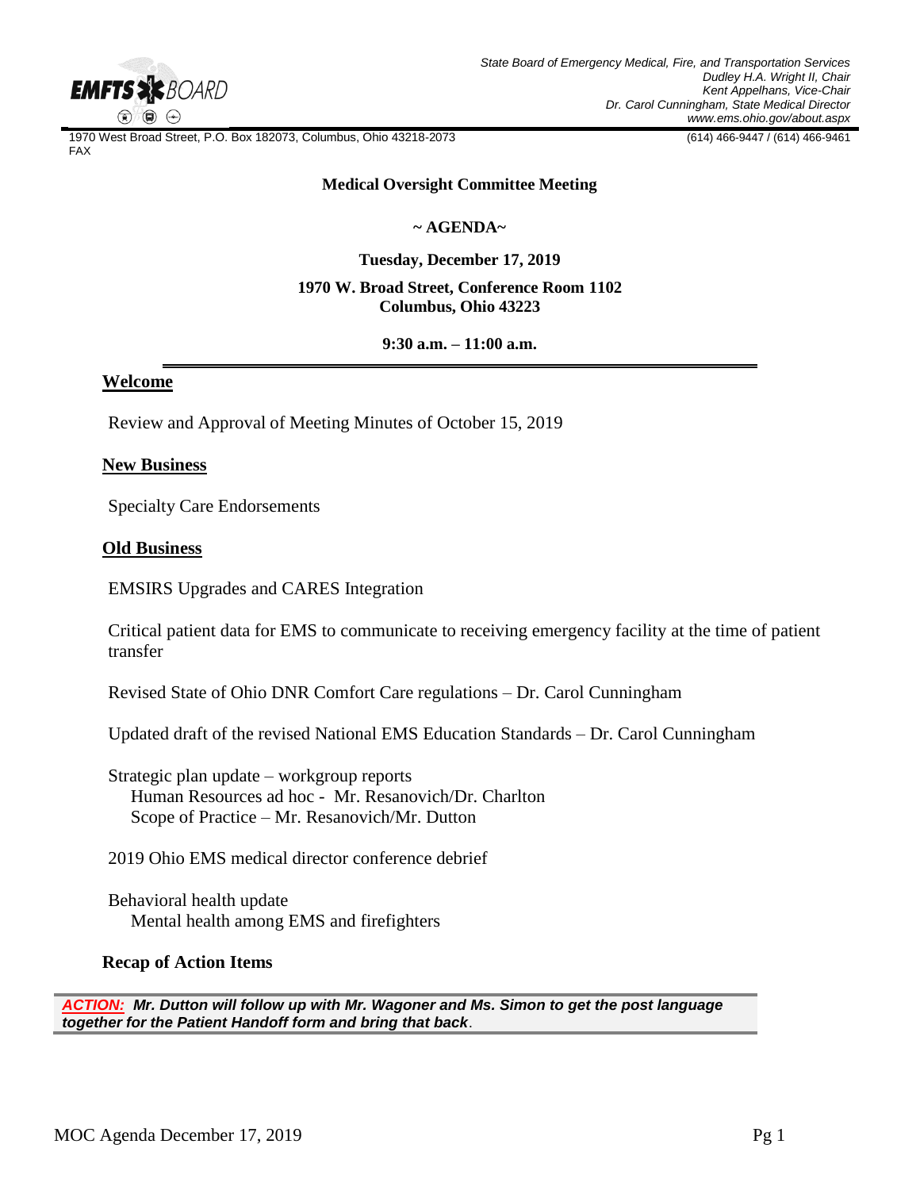EMFTS BOARD

*State Board of Emergency Medical, Fire, and Transportation Services*
*Dudley H.A. Wright II, Chair*
*Kent Appelhans, Vice-Chair*
*Dr. Carol Cunningham, State Medical Director*
*www.ems.ohio.gov/about.aspx*

1970 West Broad Street, P.O. Box 182073, Columbus, Ohio 43218-2073 (614) 466-9447 / (614) 466-9461 FAX

**Medical Oversight Committee Meeting**

**~ AGENDA~**

**Tuesday, December 17, 2019**

**1970 W. Broad Street, Conference Room 1102**
**Columbus, Ohio 43223**

**9:30 a.m. – 11:00 a.m.**

## Welcome

Review and Approval of Meeting Minutes of October 15, 2019

## New Business

Specialty Care Endorsements

## Old Business

EMSIRS Upgrades and CARES Integration

Critical patient data for EMS to communicate to receiving emergency facility at the time of patient transfer

Revised State of Ohio DNR Comfort Care regulations – Dr. Carol Cunningham

Updated draft of the revised National EMS Education Standards – Dr. Carol Cunningham

Strategic plan update – workgroup reports
- Human Resources ad hoc - Mr. Resanovich/Dr. Charlton
- Scope of Practice – Mr. Resanovich/Mr. Dutton

2019 Ohio EMS medical director conference debrief

Behavioral health update
- Mental health among EMS and firefighters

## Recap of Action Items

***ACTION:* Mr. Dutton will follow up with Mr. Wagoner and Ms. Simon to get the post language together for the Patient Handoff form and bring that back**.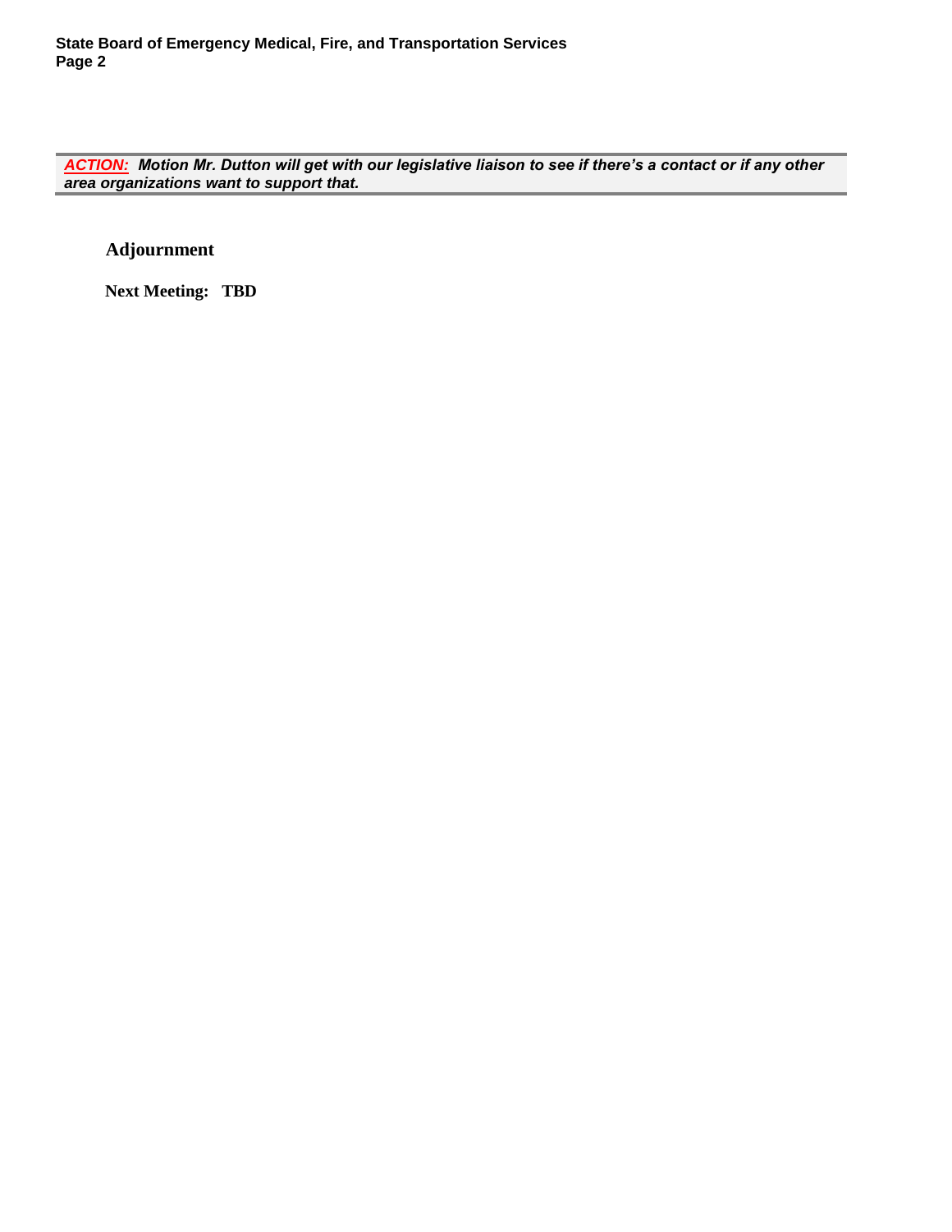***ACTION:*** ***Motion Mr. Dutton will get with our legislative liaison to see if there's a contact or if any other area organizations want to support that.***

## Adjournment

**Next Meeting: TBD**